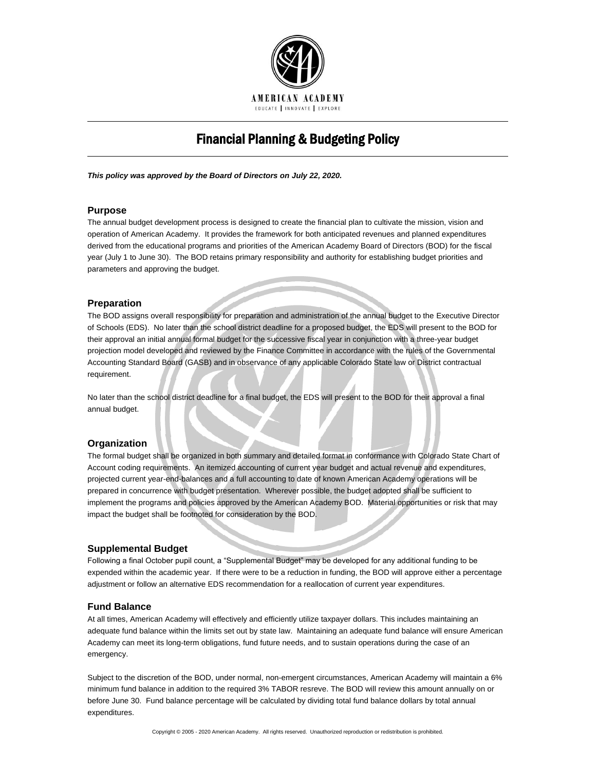AMERICAN ACADEMY

EDUCATE | INNOVATE | EXPLORE

# Financial Planning & Budgeting Policy

***This policy was approved by the Board of Directors on July 22, 2020.***

## Purpose

The annual budget development process is designed to create the financial plan to cultivate the mission, vision and operation of American Academy. It provides the framework for both anticipated revenues and planned expenditures derived from the educational programs and priorities of the American Academy Board of Directors (BOD) for the fiscal year (July 1 to June 30). The BOD retains primary responsibility and authority for establishing budget priorities and parameters and approving the budget.

## Preparation

The BOD assigns overall responsibility for preparation and administration of the annual budget to the Executive Director of Schools (EDS). No later than the school district deadline for a proposed budget, the EDS will present to the BOD for their approval an initial annual formal budget for the successive fiscal year in conjunction with a three-year budget projection model developed and reviewed by the Finance Committee in accordance with the rules of the Governmental Accounting Standard Board (GASB) and in observance of any applicable Colorado State law or District contractual requirement.

No later than the school district deadline for a final budget, the EDS will present to the BOD for their approval a final annual budget.

## Organization

The formal budget shall be organized in both summary and detailed format in conformance with Colorado State Chart of Account coding requirements. An itemized accounting of current year budget and actual revenue and expenditures, projected current year-end-balances and a full accounting to date of known American Academy operations will be prepared in concurrence with budget presentation. Wherever possible, the budget adopted shall be sufficient to implement the programs and policies approved by the American Academy BOD. Material opportunities or risk that may impact the budget shall be footnoted for consideration by the BOD.

## Supplemental Budget

Following a final October pupil count, a "Supplemental Budget" may be developed for any additional funding to be expended within the academic year. If there were to be a reduction in funding, the BOD will approve either a percentage adjustment or follow an alternative EDS recommendation for a reallocation of current year expenditures.

## Fund Balance

At all times, American Academy will effectively and efficiently utilize taxpayer dollars. This includes maintaining an adequate fund balance within the limits set out by state law. Maintaining an adequate fund balance will ensure American Academy can meet its long-term obligations, fund future needs, and to sustain operations during the case of an emergency.

Subject to the discretion of the BOD, under normal, non-emergent circumstances, American Academy will maintain a 6% minimum fund balance in addition to the required 3% TABOR resreve. The BOD will review this amount annually on or before June 30. Fund balance percentage will be calculated by dividing total fund balance dollars by total annual expenditures.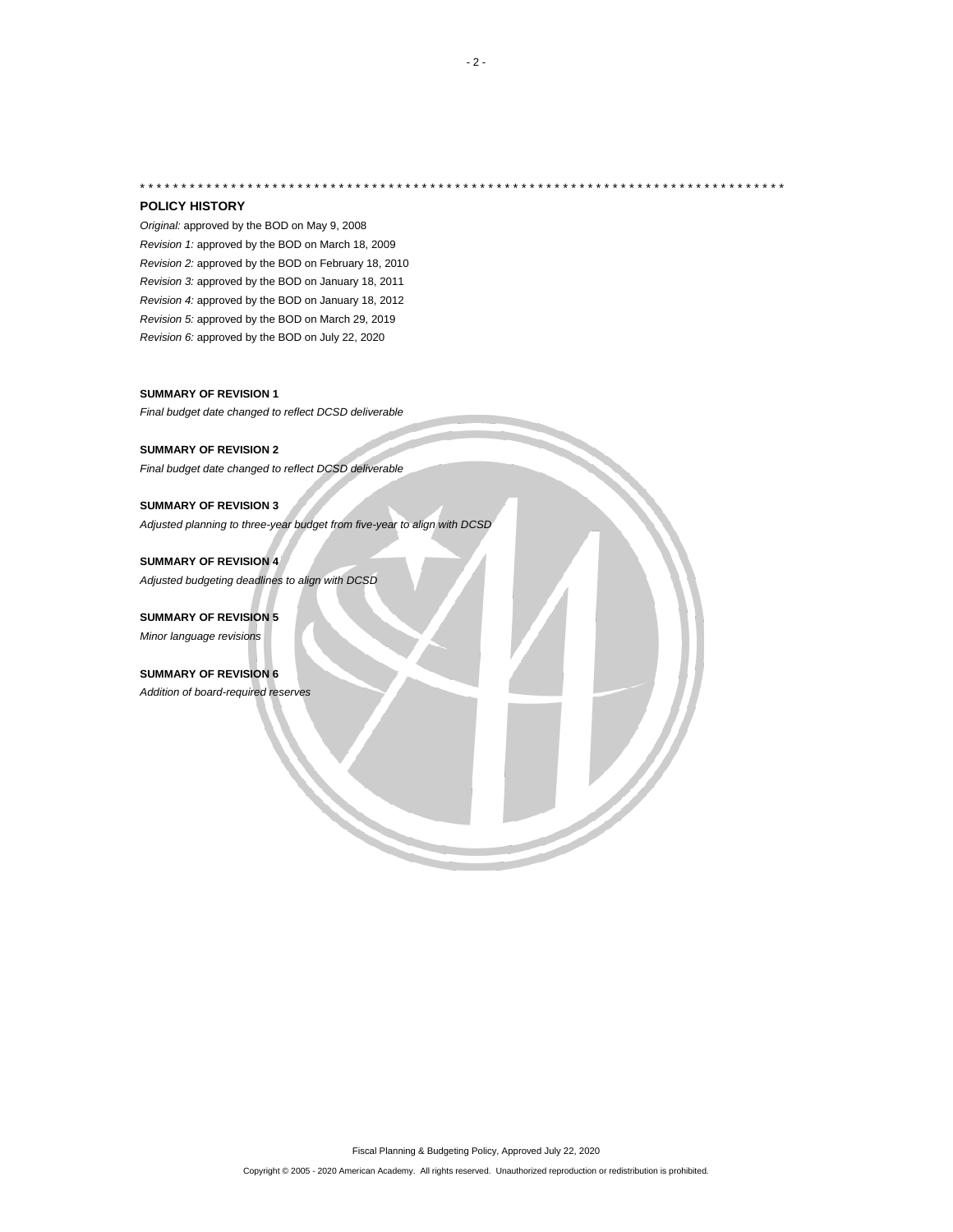\* \* \* \* \* \* \* \* \* \* \* \* \* \* \* \* \* \* \* \* \* \* \* \* \* \* \* \* \* \* \* \* \* \* \* \* \* \* \* \* \* \* \* \* \* \* \* \* \* \* \* \* \* \* \* \* \* \* \* \* \* \* \* \* \* \* \* \* \* \* \* \* \* \* \* \* \* \* \* \* \*

**POLICY HISTORY**

*Original:* approved by the BOD on May 9, 2008
*Revision 1:* approved by the BOD on March 18, 2009
*Revision 2:* approved by the BOD on February 18, 2010
*Revision 3:* approved by the BOD on January 18, 2011
*Revision 4:* approved by the BOD on January 18, 2012
*Revision 5:* approved by the BOD on March 29, 2019
*Revision 6:* approved by the BOD on July 22, 2020

**SUMMARY OF REVISION 1**
*Final budget date changed to reflect DCSD deliverable*

**SUMMARY OF REVISION 2**
*Final budget date changed to reflect DCSD deliverable*

**SUMMARY OF REVISION 3**
*Adjusted planning to three-year budget from five-year to align with DCSD*

**SUMMARY OF REVISION 4**
*Adjusted budgeting deadlines to align with DCSD*

**SUMMARY OF REVISION 5**
*Minor language revisions*

**SUMMARY OF REVISION 6**
*Addition of board-required reserves*

Fiscal Planning & Budgeting Policy, Approved July 22, 2020

Copyright © 2005 - 2020 American Academy. All rights reserved. Unauthorized reproduction or redistribution is prohibited.